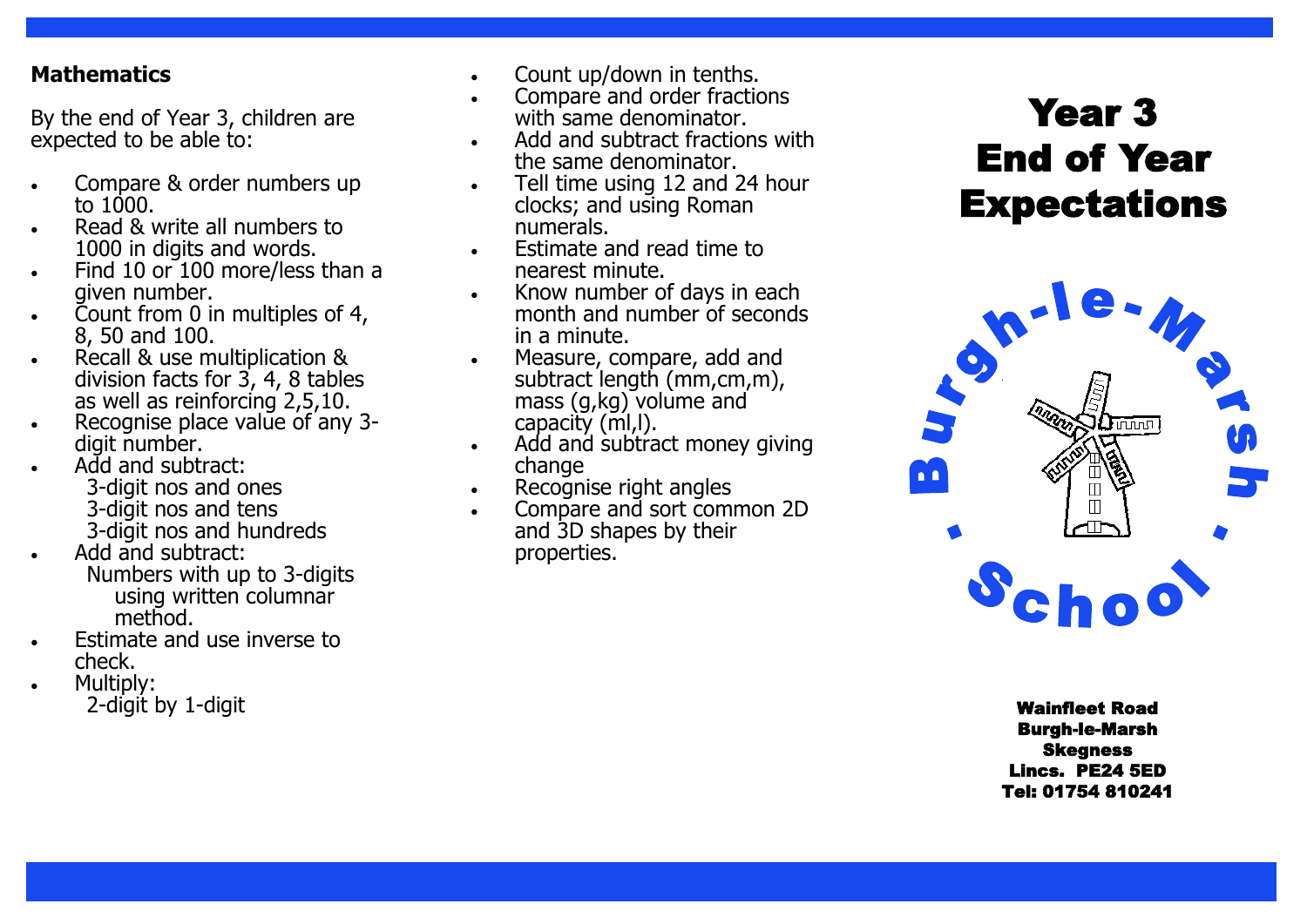## Mathematics

By the end of Year 3, children are expected to be able to:

- Compare & order numbers up to 1000.
- Read & write all numbers to 1000 in digits and words.
- Find 10 or 100 more/less than a given number.
- Count from 0 in multiples of 4, 8, 50 and 100.
- Recall & use multiplication & division facts for 3, 4, 8 tables as well as reinforcing 2,5,10.
- Recognise place value of any 3-digit number.
- Add and subtract:
  - 3-digit nos and ones
  - 3-digit nos and tens
  - 3-digit nos and hundreds
- Add and subtract:
  - Numbers with up to 3-digits using written columnar method.
- Estimate and use inverse to check.
- Multiply:
  - 2-digit by 1-digit
- Count up/down in tenths.
- Compare and order fractions with same denominator.
- Add and subtract fractions with the same denominator.
- Tell time using 12 and 24 hour clocks; and using Roman numerals.
- Estimate and read time to nearest minute.
- Know number of days in each month and number of seconds in a minute.
- Measure, compare, add and subtract length (mm,cm,m), mass (g,kg) volume and capacity (ml,l).
- Add and subtract money giving change
- Recognise right angles
- Compare and sort common 2D and 3D shapes by their properties.

# Year 3 End of Year Expectations

Burgh-le-Marsh School

**Wainfleet Road**
**Burgh-le-Marsh**
**Skegness**
**Lincs. PE24 5ED**
**Tel: 01754 810241**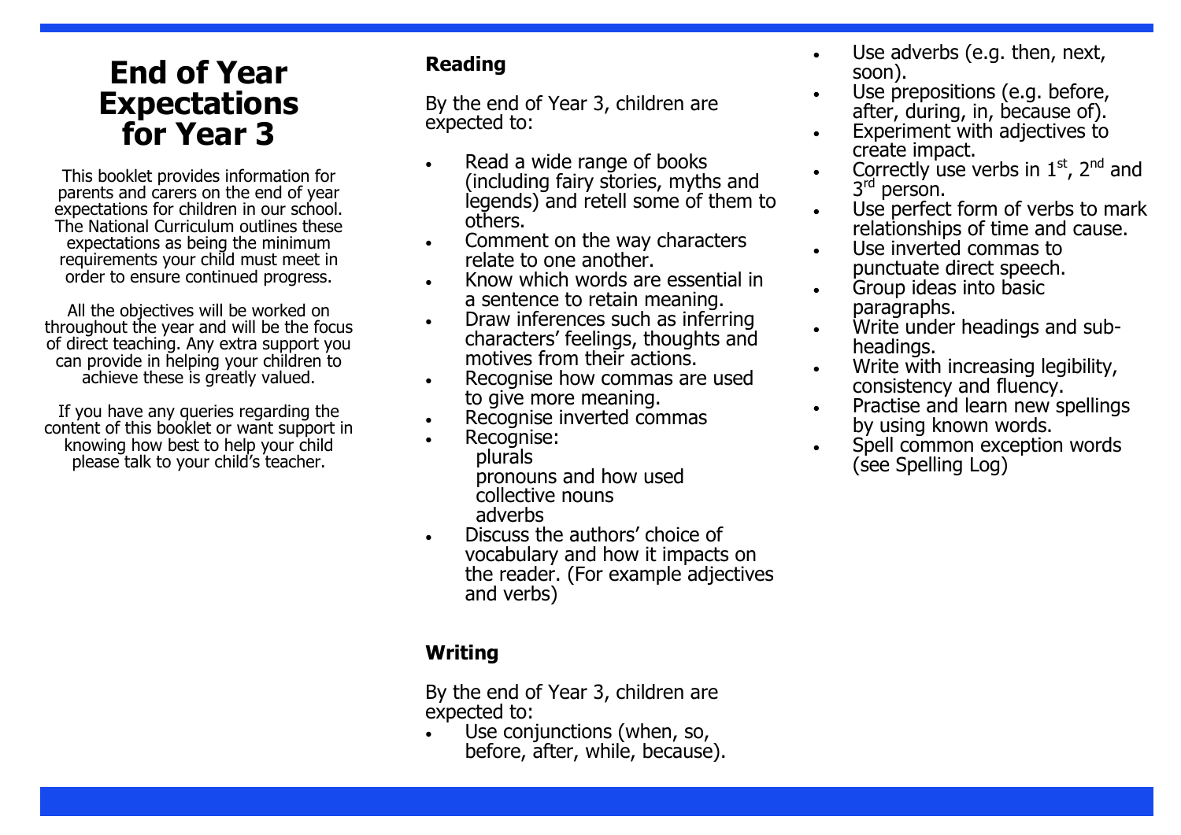# End of Year Expectations for Year 3

This booklet provides information for parents and carers on the end of year expectations for children in our school. The National Curriculum outlines these expectations as being the minimum requirements your child must meet in order to ensure continued progress.

All the objectives will be worked on throughout the year and will be the focus of direct teaching. Any extra support you can provide in helping your children to achieve these is greatly valued.

If you have any queries regarding the content of this booklet or want support in knowing how best to help your child please talk to your child's teacher.

## Reading

By the end of Year 3, children are expected to:

- Read a wide range of books (including fairy stories, myths and legends) and retell some of them to others.
- Comment on the way characters relate to one another.
- Know which words are essential in a sentence to retain meaning.
- Draw inferences such as inferring characters' feelings, thoughts and motives from their actions.
- Recognise how commas are used to give more meaning.
- Recognise inverted commas
- Recognise:
  - plurals
  - pronouns and how used
  - collective nouns
  - adverbs
- Discuss the authors' choice of vocabulary and how it impacts on the reader. (For example adjectives and verbs)

## Writing

By the end of Year 3, children are expected to:

- Use conjunctions (when, so, before, after, while, because).
- Use adverbs (e.g. then, next, soon).
- Use prepositions (e.g. before, after, during, in, because of).
- Experiment with adjectives to create impact.
- Correctly use verbs in 1st, 2nd and 3rd person.
- Use perfect form of verbs to mark relationships of time and cause.
- Use inverted commas to punctuate direct speech.
- Group ideas into basic paragraphs.
- Write under headings and sub-headings.
- Write with increasing legibility, consistency and fluency.
- Practise and learn new spellings by using known words.
- Spell common exception words (see Spelling Log)